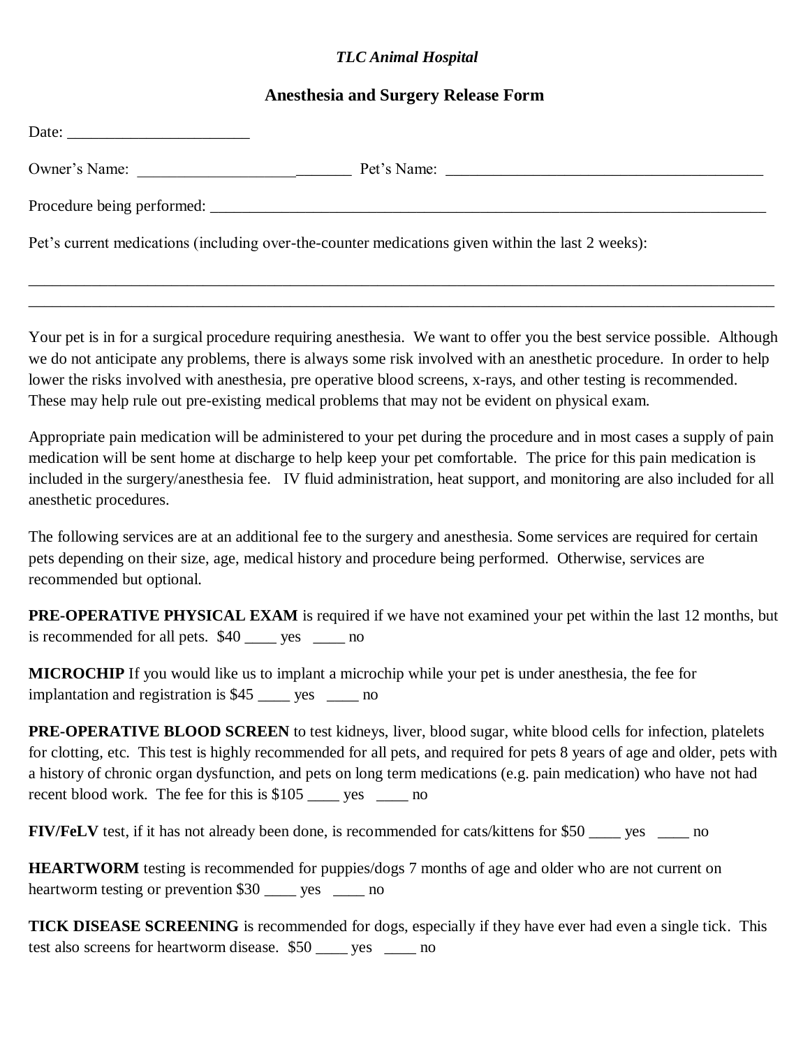*TLC Animal Hospital*

## Anesthesia and Surgery Release Form

Date: _______________________

Owner's Name: ___________________________ Pet's Name: ________________________________________

Procedure being performed: ________________________________________________________________________

Pet's current medications (including over-the-counter medications given within the last 2 weeks):

_______________________________________________________________________________________________

_______________________________________________________________________________________________

Your pet is in for a surgical procedure requiring anesthesia. We want to offer you the best service possible. Although we do not anticipate any problems, there is always some risk involved with an anesthetic procedure. In order to help lower the risks involved with anesthesia, pre operative blood screens, x-rays, and other testing is recommended. These may help rule out pre-existing medical problems that may not be evident on physical exam.

Appropriate pain medication will be administered to your pet during the procedure and in most cases a supply of pain medication will be sent home at discharge to help keep your pet comfortable. The price for this pain medication is included in the surgery/anesthesia fee. IV fluid administration, heat support, and monitoring are also included for all anesthetic procedures.

The following services are at an additional fee to the surgery and anesthesia. Some services are required for certain pets depending on their size, age, medical history and procedure being performed. Otherwise, services are recommended but optional.

**PRE-OPERATIVE PHYSICAL EXAM** is required if we have not examined your pet within the last 12 months, but is recommended for all pets. $40 ____ yes ____ no

**MICROCHIP** If you would like us to implant a microchip while your pet is under anesthesia, the fee for implantation and registration is $45 ____ yes ____ no

**PRE-OPERATIVE BLOOD SCREEN** to test kidneys, liver, blood sugar, white blood cells for infection, platelets for clotting, etc. This test is highly recommended for all pets, and required for pets 8 years of age and older, pets with a history of chronic organ dysfunction, and pets on long term medications (e.g. pain medication) who have not had recent blood work. The fee for this is $105 ____ yes ____ no

**FIV/FeLV** test, if it has not already been done, is recommended for cats/kittens for $50 ____ yes ____ no

**HEARTWORM** testing is recommended for puppies/dogs 7 months of age and older who are not current on heartworm testing or prevention $30 ____ yes ____ no

**TICK DISEASE SCREENING** is recommended for dogs, especially if they have ever had even a single tick. This test also screens for heartworm disease. $50 ____ yes ____ no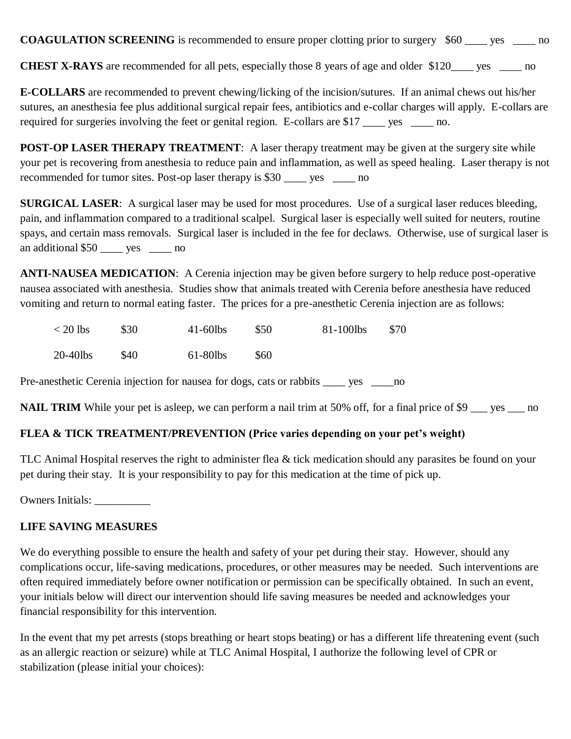**COAGULATION SCREENING** is recommended to ensure proper clotting prior to surgery $60 ____ yes ____ no

**CHEST X-RAYS** are recommended for all pets, especially those 8 years of age and older $120____ yes ____ no

**E-COLLARS** are recommended to prevent chewing/licking of the incision/sutures. If an animal chews out his/her sutures, an anesthesia fee plus additional surgical repair fees, antibiotics and e-collar charges will apply. E-collars are required for surgeries involving the feet or genital region. E-collars are $17 ____ yes ____ no.

**POST-OP LASER THERAPY TREATMENT**: A laser therapy treatment may be given at the surgery site while your pet is recovering from anesthesia to reduce pain and inflammation, as well as speed healing. Laser therapy is not recommended for tumor sites. Post-op laser therapy is $30 ____ yes ____ no

**SURGICAL LASER**: A surgical laser may be used for most procedures. Use of a surgical laser reduces bleeding, pain, and inflammation compared to a traditional scalpel. Surgical laser is especially well suited for neuters, routine spays, and certain mass removals. Surgical laser is included in the fee for declaws. Otherwise, use of surgical laser is an additional $50 ____ yes ____ no

**ANTI-NAUSEA MEDICATION**: A Cerenia injection may be given before surgery to help reduce post-operative nausea associated with anesthesia. Studies show that animals treated with Cerenia before anesthesia have reduced vomiting and return to normal eating faster. The prices for a pre-anesthetic Cerenia injection are as follows:

| | | | | | |
|---|---|---|---|---|---|
| < 20 lbs | $30 | 41-60lbs | $50 | 81-100lbs | $70 |
| 20-40lbs | $40 | 61-80lbs | $60 | | |

Pre-anesthetic Cerenia injection for nausea for dogs, cats or rabbits ____ yes ____no

**NAIL TRIM** While your pet is asleep, we can perform a nail trim at 50% off, for a final price of $9 ___ yes ___ no

**FLEA & TICK TREATMENT/PREVENTION (Price varies depending on your pet's weight)**

TLC Animal Hospital reserves the right to administer flea & tick medication should any parasites be found on your pet during their stay. It is your responsibility to pay for this medication at the time of pick up.

Owners Initials: __________

**LIFE SAVING MEASURES**

We do everything possible to ensure the health and safety of your pet during their stay. However, should any complications occur, life-saving medications, procedures, or other measures may be needed. Such interventions are often required immediately before owner notification or permission can be specifically obtained. In such an event, your initials below will direct our intervention should life saving measures be needed and acknowledges your financial responsibility for this intervention.

In the event that my pet arrests (stops breathing or heart stops beating) or has a different life threatening event (such as an allergic reaction or seizure) while at TLC Animal Hospital, I authorize the following level of CPR or stabilization (please initial your choices):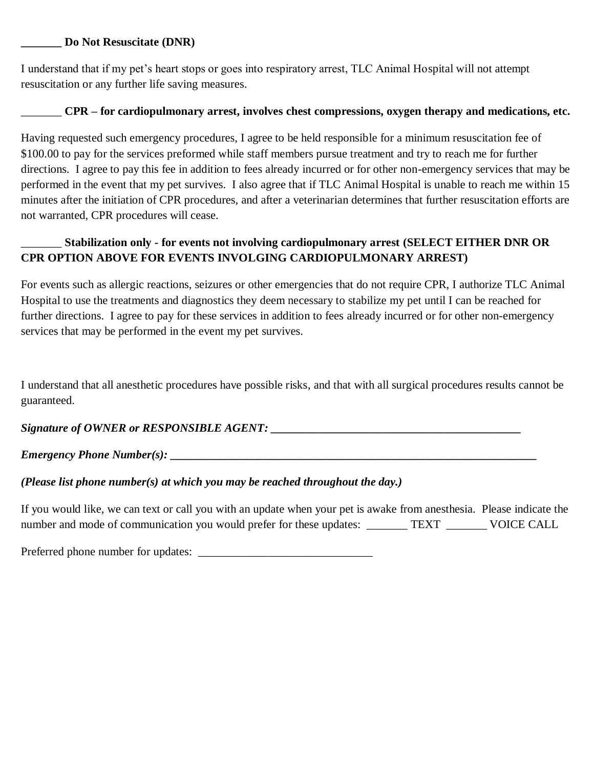**_______ Do Not Resuscitate (DNR)**

I understand that if my pet's heart stops or goes into respiratory arrest, TLC Animal Hospital will not attempt resuscitation or any further life saving measures.

_______ **CPR – for cardiopulmonary arrest, involves chest compressions, oxygen therapy and medications, etc.**

Having requested such emergency procedures, I agree to be held responsible for a minimum resuscitation fee of $100.00 to pay for the services preformed while staff members pursue treatment and try to reach me for further directions. I agree to pay this fee in addition to fees already incurred or for other non-emergency services that may be performed in the event that my pet survives. I also agree that if TLC Animal Hospital is unable to reach me within 15 minutes after the initiation of CPR procedures, and after a veterinarian determines that further resuscitation efforts are not warranted, CPR procedures will cease.

_______ **Stabilization only - for events not involving cardiopulmonary arrest (SELECT EITHER DNR OR CPR OPTION ABOVE FOR EVENTS INVOLGING CARDIOPULMONARY ARREST)**

For events such as allergic reactions, seizures or other emergencies that do not require CPR, I authorize TLC Animal Hospital to use the treatments and diagnostics they deem necessary to stabilize my pet until I can be reached for further directions. I agree to pay for these services in addition to fees already incurred or for other non-emergency services that may be performed in the event my pet survives.

I understand that all anesthetic procedures have possible risks, and that with all surgical procedures results cannot be guaranteed.

***Signature of OWNER or RESPONSIBLE AGENT:* ____________________________________________**

***Emergency Phone Number(s):* ________________________________________________________________**

***(Please list phone number(s) at which you may be reached throughout the day.)***

If you would like, we can text or call you with an update when your pet is awake from anesthesia. Please indicate the number and mode of communication you would prefer for these updates: _______ TEXT _______ VOICE CALL

Preferred phone number for updates: ______________________________